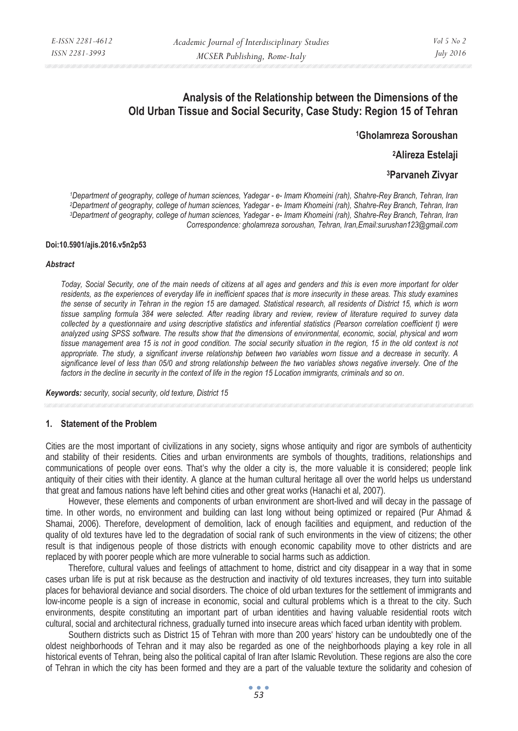# Analysis of the Relationship between the Dimensions of the Old Urban Tissue and Social Security, Case Study: Region 15 of Tehran

**[1]Gholamreza Soroushan**

**[2]Alireza Estelaji**

**[3]Parvaneh Zivyar**

*[1]Department of geography, college of human sciences, Yadegar - e- Imam Khomeini (rah), Shahre-Rey Branch, Tehran, Iran*
*[2]Department of geography, college of human sciences, Yadegar - e- Imam Khomeini (rah), Shahre-Rey Branch, Tehran, Iran*
*[3]Department of geography, college of human sciences, Yadegar - e- Imam Khomeini (rah), Shahre-Rey Branch, Tehran, Iran*
*Correspondence: gholamreza soroushan, Tehran, Iran,Email:surushan123@gmail.com*

**Doi:10.5901/ajis.2016.v5n2p53**

***Abstract***

*Today, Social Security, one of the main needs of citizens at all ages and genders and this is even more important for older residents, as the experiences of everyday life in inefficient spaces that is more insecurity in these areas. This study examines the sense of security in Tehran in the region 15 are damaged. Statistical research, all residents of District 15, which is worn tissue sampling formula 384 were selected. After reading library and review, review of literature required to survey data collected by a questionnaire and using descriptive statistics and inferential statistics (Pearson correlation coefficient t) were analyzed using SPSS software. The results show that the dimensions of environmental, economic, social, physical and worn tissue management area 15 is not in good condition. The social security situation in the region, 15 in the old context is not appropriate. The study, a significant inverse relationship between two variables worn tissue and a decrease in security. A significance level of less than 05/0 and strong relationship between the two variables shows negative inversely. One of the factors in the decline in security in the context of life in the region 15 Location immigrants, criminals and so on.*

***Keywords:** security, social security, old texture, District 15*

## 1. Statement of the Problem

Cities are the most important of civilizations in any society, signs whose antiquity and rigor are symbols of authenticity and stability of their residents. Cities and urban environments are symbols of thoughts, traditions, relationships and communications of people over eons. That's why the older a city is, the more valuable it is considered; people link antiquity of their cities with their identity. A glance at the human cultural heritage all over the world helps us understand that great and famous nations have left behind cities and other great works (Hanachi et al, 2007).

However, these elements and components of urban environment are short-lived and will decay in the passage of time. In other words, no environment and building can last long without being optimized or repaired (Pur Ahmad & Shamai, 2006). Therefore, development of demolition, lack of enough facilities and equipment, and reduction of the quality of old textures have led to the degradation of social rank of such environments in the view of citizens; the other result is that indigenous people of those districts with enough economic capability move to other districts and are replaced by with poorer people which are more vulnerable to social harms such as addiction.

Therefore, cultural values and feelings of attachment to home, district and city disappear in a way that in some cases urban life is put at risk because as the destruction and inactivity of old textures increases, they turn into suitable places for behavioral deviance and social disorders. The choice of old urban textures for the settlement of immigrants and low-income people is a sign of increase in economic, social and cultural problems which is a threat to the city. Such environments, despite constituting an important part of urban identities and having valuable residential roots witch cultural, social and architectural richness, gradually turned into insecure areas which faced urban identity with problem.

Southern districts such as District 15 of Tehran with more than 200 years' history can be undoubtedly one of the oldest neighborhoods of Tehran and it may also be regarded as one of the neighborhoods playing a key role in all historical events of Tehran, being also the political capital of Iran after Islamic Revolution. These regions are also the core of Tehran in which the city has been formed and they are a part of the valuable texture the solidarity and cohesion of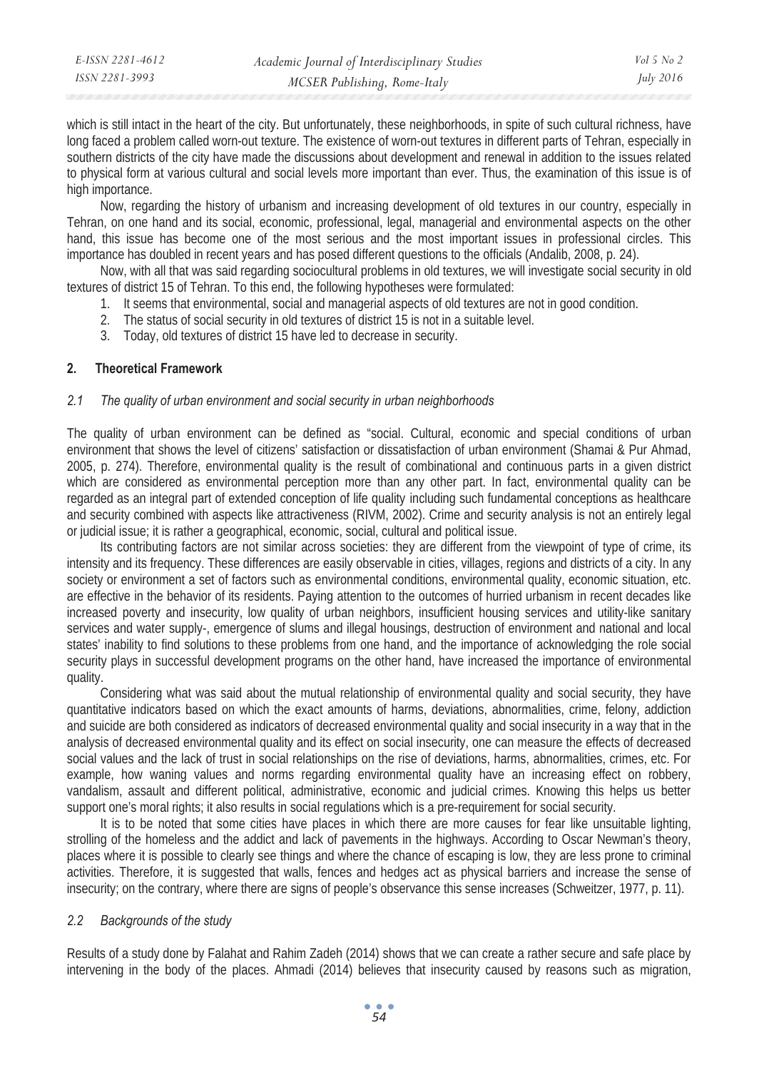which is still intact in the heart of the city. But unfortunately, these neighborhoods, in spite of such cultural richness, have long faced a problem called worn-out texture. The existence of worn-out textures in different parts of Tehran, especially in southern districts of the city have made the discussions about development and renewal in addition to the issues related to physical form at various cultural and social levels more important than ever. Thus, the examination of this issue is of high importance.

Now, regarding the history of urbanism and increasing development of old textures in our country, especially in Tehran, on one hand and its social, economic, professional, legal, managerial and environmental aspects on the other hand, this issue has become one of the most serious and the most important issues in professional circles. This importance has doubled in recent years and has posed different questions to the officials (Andalib, 2008, p. 24).

Now, with all that was said regarding sociocultural problems in old textures, we will investigate social security in old textures of district 15 of Tehran. To this end, the following hypotheses were formulated:

1. It seems that environmental, social and managerial aspects of old textures are not in good condition.
2. The status of social security in old textures of district 15 is not in a suitable level.
3. Today, old textures of district 15 have led to decrease in security.

## 2. Theoretical Framework

### *2.1 The quality of urban environment and social security in urban neighborhoods*

The quality of urban environment can be defined as "social. Cultural, economic and special conditions of urban environment that shows the level of citizens' satisfaction or dissatisfaction of urban environment (Shamai & Pur Ahmad, 2005, p. 274). Therefore, environmental quality is the result of combinational and continuous parts in a given district which are considered as environmental perception more than any other part. In fact, environmental quality can be regarded as an integral part of extended conception of life quality including such fundamental conceptions as healthcare and security combined with aspects like attractiveness (RIVM, 2002). Crime and security analysis is not an entirely legal or judicial issue; it is rather a geographical, economic, social, cultural and political issue.

Its contributing factors are not similar across societies: they are different from the viewpoint of type of crime, its intensity and its frequency. These differences are easily observable in cities, villages, regions and districts of a city. In any society or environment a set of factors such as environmental conditions, environmental quality, economic situation, etc. are effective in the behavior of its residents. Paying attention to the outcomes of hurried urbanism in recent decades like increased poverty and insecurity, low quality of urban neighbors, insufficient housing services and utility-like sanitary services and water supply-, emergence of slums and illegal housings, destruction of environment and national and local states' inability to find solutions to these problems from one hand, and the importance of acknowledging the role social security plays in successful development programs on the other hand, have increased the importance of environmental quality.

Considering what was said about the mutual relationship of environmental quality and social security, they have quantitative indicators based on which the exact amounts of harms, deviations, abnormalities, crime, felony, addiction and suicide are both considered as indicators of decreased environmental quality and social insecurity in a way that in the analysis of decreased environmental quality and its effect on social insecurity, one can measure the effects of decreased social values and the lack of trust in social relationships on the rise of deviations, harms, abnormalities, crimes, etc. For example, how waning values and norms regarding environmental quality have an increasing effect on robbery, vandalism, assault and different political, administrative, economic and judicial crimes. Knowing this helps us better support one's moral rights; it also results in social regulations which is a pre-requirement for social security.

It is to be noted that some cities have places in which there are more causes for fear like unsuitable lighting, strolling of the homeless and the addict and lack of pavements in the highways. According to Oscar Newman's theory, places where it is possible to clearly see things and where the chance of escaping is low, they are less prone to criminal activities. Therefore, it is suggested that walls, fences and hedges act as physical barriers and increase the sense of insecurity; on the contrary, where there are signs of people's observance this sense increases (Schweitzer, 1977, p. 11).

### *2.2 Backgrounds of the study*

Results of a study done by Falahat and Rahim Zadeh (2014) shows that we can create a rather secure and safe place by intervening in the body of the places. Ahmadi (2014) believes that insecurity caused by reasons such as migration,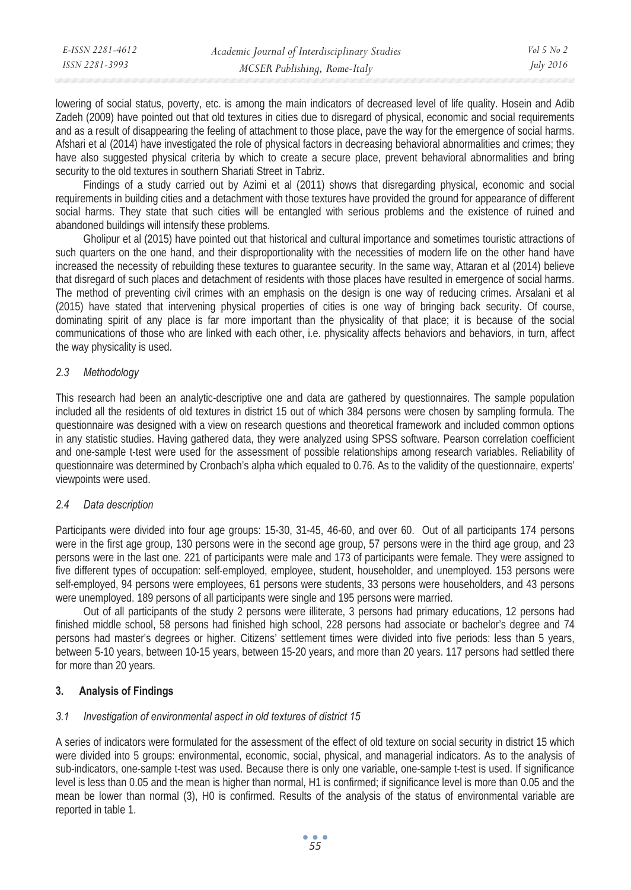lowering of social status, poverty, etc. is among the main indicators of decreased level of life quality. Hosein and Adib Zadeh (2009) have pointed out that old textures in cities due to disregard of physical, economic and social requirements and as a result of disappearing the feeling of attachment to those place, pave the way for the emergence of social harms. Afshari et al (2014) have investigated the role of physical factors in decreasing behavioral abnormalities and crimes; they have also suggested physical criteria by which to create a secure place, prevent behavioral abnormalities and bring security to the old textures in southern Shariati Street in Tabriz.

Findings of a study carried out by Azimi et al (2011) shows that disregarding physical, economic and social requirements in building cities and a detachment with those textures have provided the ground for appearance of different social harms. They state that such cities will be entangled with serious problems and the existence of ruined and abandoned buildings will intensify these problems.

Gholipur et al (2015) have pointed out that historical and cultural importance and sometimes touristic attractions of such quarters on the one hand, and their disproportionality with the necessities of modern life on the other hand have increased the necessity of rebuilding these textures to guarantee security. In the same way, Attaran et al (2014) believe that disregard of such places and detachment of residents with those places have resulted in emergence of social harms. The method of preventing civil crimes with an emphasis on the design is one way of reducing crimes. Arsalani et al (2015) have stated that intervening physical properties of cities is one way of bringing back security. Of course, dominating spirit of any place is far more important than the physicality of that place; it is because of the social communications of those who are linked with each other, i.e. physicality affects behaviors and behaviors, in turn, affect the way physicality is used.

### *2.3 Methodology*

This research had been an analytic-descriptive one and data are gathered by questionnaires. The sample population included all the residents of old textures in district 15 out of which 384 persons were chosen by sampling formula. The questionnaire was designed with a view on research questions and theoretical framework and included common options in any statistic studies. Having gathered data, they were analyzed using SPSS software. Pearson correlation coefficient and one-sample t-test were used for the assessment of possible relationships among research variables. Reliability of questionnaire was determined by Cronbach's alpha which equaled to 0.76. As to the validity of the questionnaire, experts' viewpoints were used.

### *2.4 Data description*

Participants were divided into four age groups: 15-30, 31-45, 46-60, and over 60. Out of all participants 174 persons were in the first age group, 130 persons were in the second age group, 57 persons were in the third age group, and 23 persons were in the last one. 221 of participants were male and 173 of participants were female. They were assigned to five different types of occupation: self-employed, employee, student, householder, and unemployed. 153 persons were self-employed, 94 persons were employees, 61 persons were students, 33 persons were householders, and 43 persons were unemployed. 189 persons of all participants were single and 195 persons were married.

Out of all participants of the study 2 persons were illiterate, 3 persons had primary educations, 12 persons had finished middle school, 58 persons had finished high school, 228 persons had associate or bachelor's degree and 74 persons had master's degrees or higher. Citizens' settlement times were divided into five periods: less than 5 years, between 5-10 years, between 10-15 years, between 15-20 years, and more than 20 years. 117 persons had settled there for more than 20 years.

## 3. Analysis of Findings

### *3.1 Investigation of environmental aspect in old textures of district 15*

A series of indicators were formulated for the assessment of the effect of old texture on social security in district 15 which were divided into 5 groups: environmental, economic, social, physical, and managerial indicators. As to the analysis of sub-indicators, one-sample t-test was used. Because there is only one variable, one-sample t-test is used. If significance level is less than 0.05 and the mean is higher than normal, H1 is confirmed; if significance level is more than 0.05 and the mean be lower than normal (3), H0 is confirmed. Results of the analysis of the status of environmental variable are reported in table 1.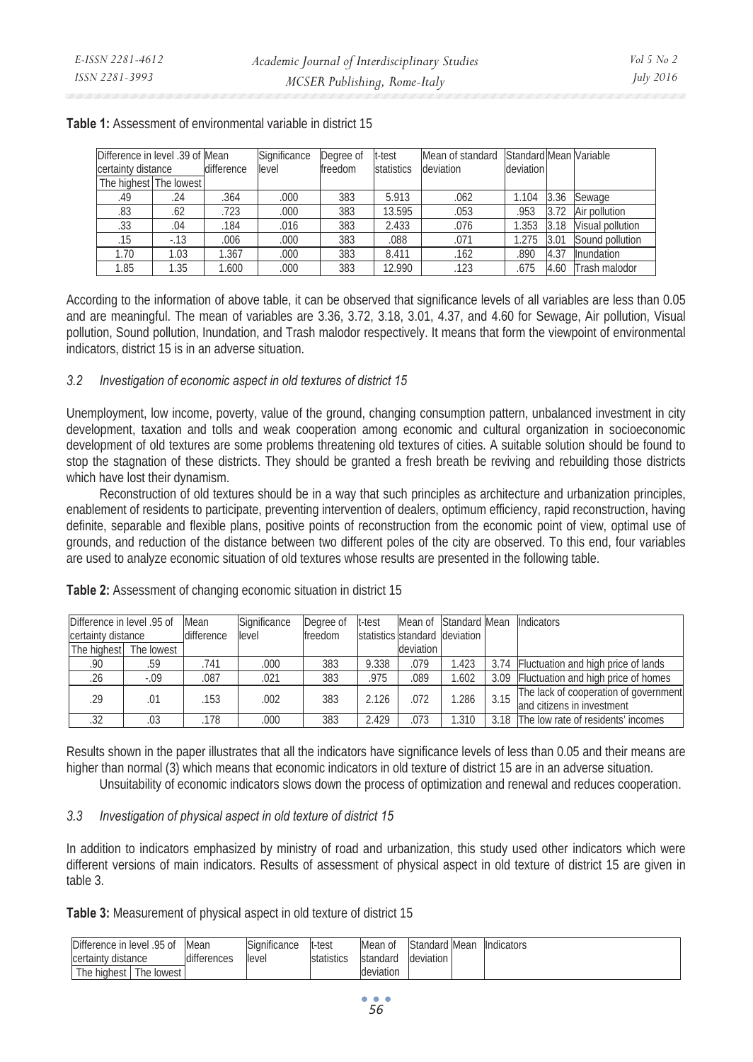**Table 1:** Assessment of environmental variable in district 15

| Difference in level .39 of certainty distance | | Mean difference | Significance level | Degree of freedom | t-test statistics | Mean of standard deviation | Standard deviation | Mean | Variable |
|---|---|---|---|---|---|---|---|---|---|
| The highest | The lowest | | | | | | | | |
| .49 | .24 | .364 | .000 | 383 | 5.913 | .062 | 1.104 | 3.36 | Sewage |
| .83 | .62 | .723 | .000 | 383 | 13.595 | .053 | .953 | 3.72 | Air pollution |
| .33 | .04 | .184 | .016 | 383 | 2.433 | .076 | 1.353 | 3.18 | Visual pollution |
| .15 | -.13 | .006 | .000 | 383 | .088 | .071 | 1.275 | 3.01 | Sound pollution |
| 1.70 | 1.03 | 1.367 | .000 | 383 | 8.411 | .162 | .890 | 4.37 | Inundation |
| 1.85 | 1.35 | 1.600 | .000 | 383 | 12.990 | .123 | .675 | 4.60 | Trash malodor |

According to the information of above table, it can be observed that significance levels of all variables are less than 0.05 and are meaningful. The mean of variables are 3.36, 3.72, 3.18, 3.01, 4.37, and 4.60 for Sewage, Air pollution, Visual pollution, Sound pollution, Inundation, and Trash malodor respectively. It means that form the viewpoint of environmental indicators, district 15 is in an adverse situation.

### *3.2 Investigation of economic aspect in old textures of district 15*

Unemployment, low income, poverty, value of the ground, changing consumption pattern, unbalanced investment in city development, taxation and tolls and weak cooperation among economic and cultural organization in socioeconomic development of old textures are some problems threatening old textures of cities. A suitable solution should be found to stop the stagnation of these districts. They should be granted a fresh breath be reviving and rebuilding those districts which have lost their dynamism.

Reconstruction of old textures should be in a way that such principles as architecture and urbanization principles, enablement of residents to participate, preventing intervention of dealers, optimum efficiency, rapid reconstruction, having definite, separable and flexible plans, positive points of reconstruction from the economic point of view, optimal use of grounds, and reduction of the distance between two different poles of the city are observed. To this end, four variables are used to analyze economic situation of old textures whose results are presented in the following table.

**Table 2:** Assessment of changing economic situation in district 15

| Difference in level .95 of certainty distance | | Mean difference | Significance level | Degree of freedom | t-test statistics | Mean of standard deviation | Standard deviation | Mean | Indicators |
|---|---|---|---|---|---|---|---|---|---|
| The highest | The lowest | | | | | | | | |
| .90 | .59 | .741 | .000 | 383 | 9.338 | .079 | 1.423 | 3.74 | Fluctuation and high price of lands |
| .26 | -.09 | .087 | .021 | 383 | .975 | .089 | 1.602 | 3.09 | Fluctuation and high price of homes |
| .29 | .01 | .153 | .002 | 383 | 2.126 | .072 | 1.286 | 3.15 | The lack of cooperation of government and citizens in investment |
| .32 | .03 | .178 | .000 | 383 | 2.429 | .073 | 1.310 | 3.18 | The low rate of residents' incomes |

Results shown in the paper illustrates that all the indicators have significance levels of less than 0.05 and their means are higher than normal (3) which means that economic indicators in old texture of district 15 are in an adverse situation.

Unsuitability of economic indicators slows down the process of optimization and renewal and reduces cooperation.

### *3.3 Investigation of physical aspect in old texture of district 15*

In addition to indicators emphasized by ministry of road and urbanization, this study used other indicators which were different versions of main indicators. Results of assessment of physical aspect in old texture of district 15 are given in table 3.

**Table 3:** Measurement of physical aspect in old texture of district 15

| Difference in level .95 of certainty distance | | Mean differences | Significance level | t-test statistics | Mean of standard deviation | Standard deviation | Mean | Indicators |
|---|---|---|---|---|---|---|---|---|
| The highest | The lowest | | | | | | | |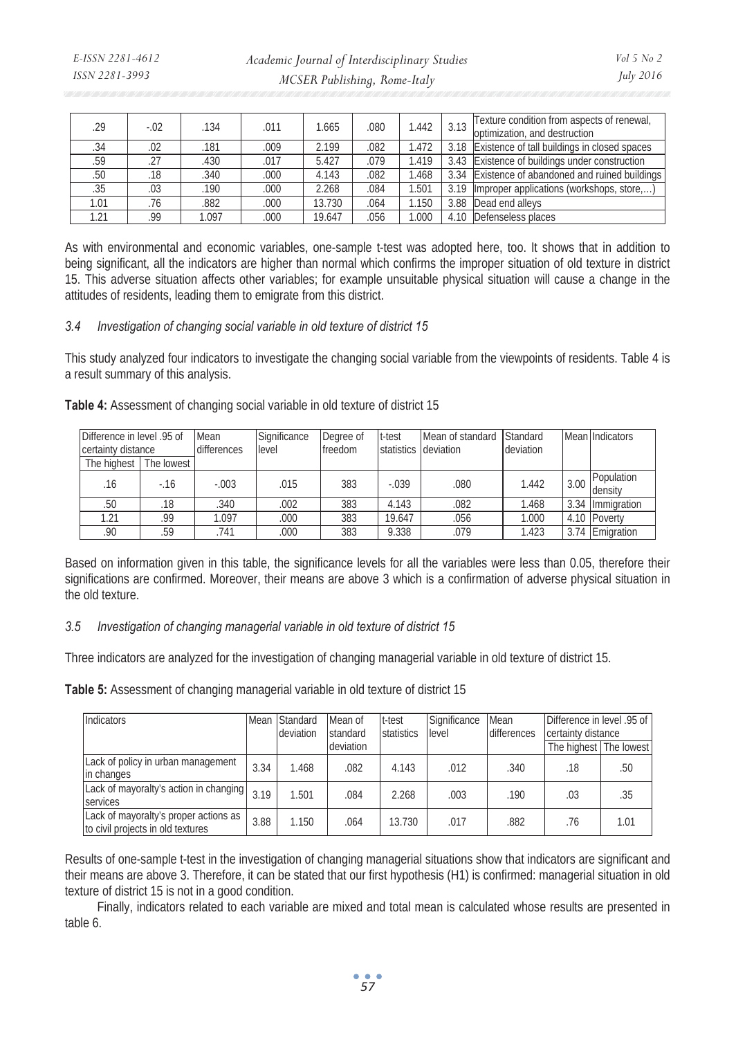| .29 | -.02 | .134 | .011 | 1.665 | .080 | 1.442 | 3.13 | Texture condition from aspects of renewal, optimization, and destruction |
|---|---|---|---|---|---|---|---|---|
| .34 | .02 | .181 | .009 | 2.199 | .082 | 1.472 | 3.18 | Existence of tall buildings in closed spaces |
| .59 | .27 | .430 | .017 | 5.427 | .079 | 1.419 | 3.43 | Existence of buildings under construction |
| .50 | .18 | .340 | .000 | 4.143 | .082 | 1.468 | 3.34 | Existence of abandoned and ruined buildings |
| .35 | .03 | .190 | .000 | 2.268 | .084 | 1.501 | 3.19 | Improper applications (workshops, store,…) |
| 1.01 | .76 | .882 | .000 | 13.730 | .064 | 1.150 | 3.88 | Dead end alleys |
| 1.21 | .99 | 1.097 | .000 | 19.647 | .056 | 1.000 | 4.10 | Defenseless places |

As with environmental and economic variables, one-sample t-test was adopted here, too. It shows that in addition to being significant, all the indicators are higher than normal which confirms the improper situation of old texture in district 15. This adverse situation affects other variables; for example unsuitable physical situation will cause a change in the attitudes of residents, leading them to emigrate from this district.

### *3.4 Investigation of changing social variable in old texture of district 15*

This study analyzed four indicators to investigate the changing social variable from the viewpoints of residents. Table 4 is a result summary of this analysis.

**Table 4:** Assessment of changing social variable in old texture of district 15

| Difference in level .95 of certainty distance | | Mean differences | Significance level | Degree of freedom | t-test statistics | Mean of standard deviation | Standard deviation | Mean | Indicators |
|---|---|---|---|---|---|---|---|---|---|
| The highest | The lowest | | | | | | | | |
| .16 | -.16 | -.003 | .015 | 383 | -.039 | .080 | 1.442 | 3.00 | Population density |
| .50 | .18 | .340 | .002 | 383 | 4.143 | .082 | 1.468 | 3.34 | Immigration |
| 1.21 | .99 | 1.097 | .000 | 383 | 19.647 | .056 | 1.000 | 4.10 | Poverty |
| .90 | .59 | .741 | .000 | 383 | 9.338 | .079 | 1.423 | 3.74 | Emigration |

Based on information given in this table, the significance levels for all the variables were less than 0.05, therefore their significations are confirmed. Moreover, their means are above 3 which is a confirmation of adverse physical situation in the old texture.

### *3.5 Investigation of changing managerial variable in old texture of district 15*

Three indicators are analyzed for the investigation of changing managerial variable in old texture of district 15.

**Table 5:** Assessment of changing managerial variable in old texture of district 15

| Indicators | Mean | Standard deviation | Mean of standard deviation | t-test statistics | Significance level | Mean differences | Difference in level .95 of certainty distance | |
|---|---|---|---|---|---|---|---|---|
| | | | | | | | The highest | The lowest |
| Lack of policy in urban management in changes | 3.34 | 1.468 | .082 | 4.143 | .012 | .340 | .18 | .50 |
| Lack of mayoralty's action in changing services | 3.19 | 1.501 | .084 | 2.268 | .003 | .190 | .03 | .35 |
| Lack of mayoralty's proper actions as to civil projects in old textures | 3.88 | 1.150 | .064 | 13.730 | .017 | .882 | .76 | 1.01 |

Results of one-sample t-test in the investigation of changing managerial situations show that indicators are significant and their means are above 3. Therefore, it can be stated that our first hypothesis (H1) is confirmed: managerial situation in old texture of district 15 is not in a good condition.

Finally, indicators related to each variable are mixed and total mean is calculated whose results are presented in table 6.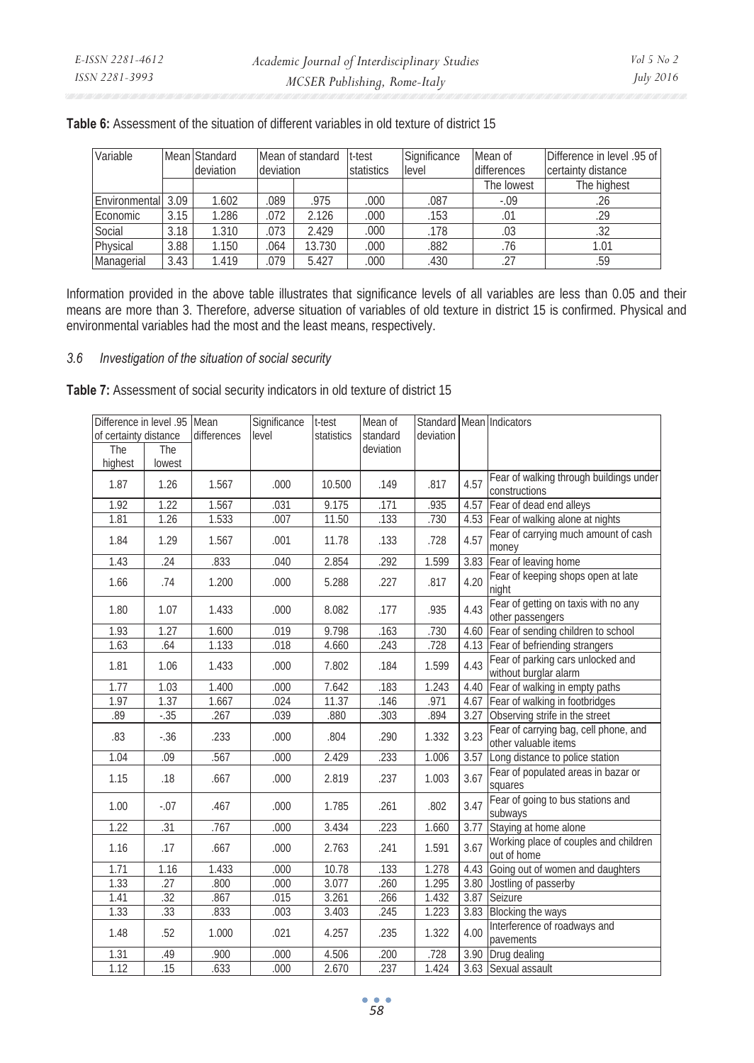**Table 6:** Assessment of the situation of different variables in old texture of district 15

| Variable | Mean | Standard deviation | Mean of standard deviation | | t-test statistics | Significance level | Mean of differences | Difference in level .95 of certainty distance |
|---|---|---|---|---|---|---|---|---|
| | | | | | | | The lowest | The highest |
| Environmental | 3.09 | 1.602 | .089 | .975 | .000 | .087 | -.09 | .26 |
| Economic | 3.15 | 1.286 | .072 | 2.126 | .000 | .153 | .01 | .29 |
| Social | 3.18 | 1.310 | .073 | 2.429 | .000 | .178 | .03 | .32 |
| Physical | 3.88 | 1.150 | .064 | 13.730 | .000 | .882 | .76 | 1.01 |
| Managerial | 3.43 | 1.419 | .079 | 5.427 | .000 | .430 | .27 | .59 |

Information provided in the above table illustrates that significance levels of all variables are less than 0.05 and their means are more than 3. Therefore, adverse situation of variables of old texture in district 15 is confirmed. Physical and environmental variables had the most and the least means, respectively.

### *3.6 Investigation of the situation of social security*

**Table 7:** Assessment of social security indicators in old texture of district 15

| Difference in level .95 of certainty distance | | Mean differences | Significance level | t-test statistics | Mean of standard deviation | Standard deviation | Mean | Indicators |
|---|---|---|---|---|---|---|---|---|
| The highest | The lowest | | | | | | | |
| 1.87 | 1.26 | 1.567 | .000 | 10.500 | .149 | .817 | 4.57 | Fear of walking through buildings under constructions |
| 1.92 | 1.22 | 1.567 | .031 | 9.175 | .171 | .935 | 4.57 | Fear of dead end alleys |
| 1.81 | 1.26 | 1.533 | .007 | 11.50 | .133 | .730 | 4.53 | Fear of walking alone at nights |
| 1.84 | 1.29 | 1.567 | .001 | 11.78 | .133 | .728 | 4.57 | Fear of carrying much amount of cash money |
| 1.43 | .24 | .833 | .040 | 2.854 | .292 | 1.599 | 3.83 | Fear of leaving home |
| 1.66 | .74 | 1.200 | .000 | 5.288 | .227 | .817 | 4.20 | Fear of keeping shops open at late night |
| 1.80 | 1.07 | 1.433 | .000 | 8.082 | .177 | .935 | 4.43 | Fear of getting on taxis with no any other passengers |
| 1.93 | 1.27 | 1.600 | .019 | 9.798 | .163 | .730 | 4.60 | Fear of sending children to school |
| 1.63 | .64 | 1.133 | .018 | 4.660 | .243 | .728 | 4.13 | Fear of befriending strangers |
| 1.81 | 1.06 | 1.433 | .000 | 7.802 | .184 | 1.599 | 4.43 | Fear of parking cars unlocked and without burglar alarm |
| 1.77 | 1.03 | 1.400 | .000 | 7.642 | .183 | 1.243 | 4.40 | Fear of walking in empty paths |
| 1.97 | 1.37 | 1.667 | .024 | 11.37 | .146 | .971 | 4.67 | Fear of walking in footbridges |
| .89 | -.35 | .267 | .039 | .880 | .303 | .894 | 3.27 | Observing strife in the street |
| .83 | -.36 | .233 | .000 | .804 | .290 | 1.332 | 3.23 | Fear of carrying bag, cell phone, and other valuable items |
| 1.04 | .09 | .567 | .000 | 2.429 | .233 | 1.006 | 3.57 | Long distance to police station |
| 1.15 | .18 | .667 | .000 | 2.819 | .237 | 1.003 | 3.67 | Fear of populated areas in bazar or squares |
| 1.00 | -.07 | .467 | .000 | 1.785 | .261 | .802 | 3.47 | Fear of going to bus stations and subways |
| 1.22 | .31 | .767 | .000 | 3.434 | .223 | 1.660 | 3.77 | Staying at home alone |
| 1.16 | .17 | .667 | .000 | 2.763 | .241 | 1.591 | 3.67 | Working place of couples and children out of home |
| 1.71 | 1.16 | 1.433 | .000 | 10.78 | .133 | 1.278 | 4.43 | Going out of women and daughters |
| 1.33 | .27 | .800 | .000 | 3.077 | .260 | 1.295 | 3.80 | Jostling of passerby |
| 1.41 | .32 | .867 | .015 | 3.261 | .266 | 1.432 | 3.87 | Seizure |
| 1.33 | .33 | .833 | .003 | 3.403 | .245 | 1.223 | 3.83 | Blocking the ways |
| 1.48 | .52 | 1.000 | .021 | 4.257 | .235 | 1.322 | 4.00 | Interference of roadways and pavements |
| 1.31 | .49 | .900 | .000 | 4.506 | .200 | .728 | 3.90 | Drug dealing |
| 1.12 | .15 | .633 | .000 | 2.670 | .237 | 1.424 | 3.63 | Sexual assault |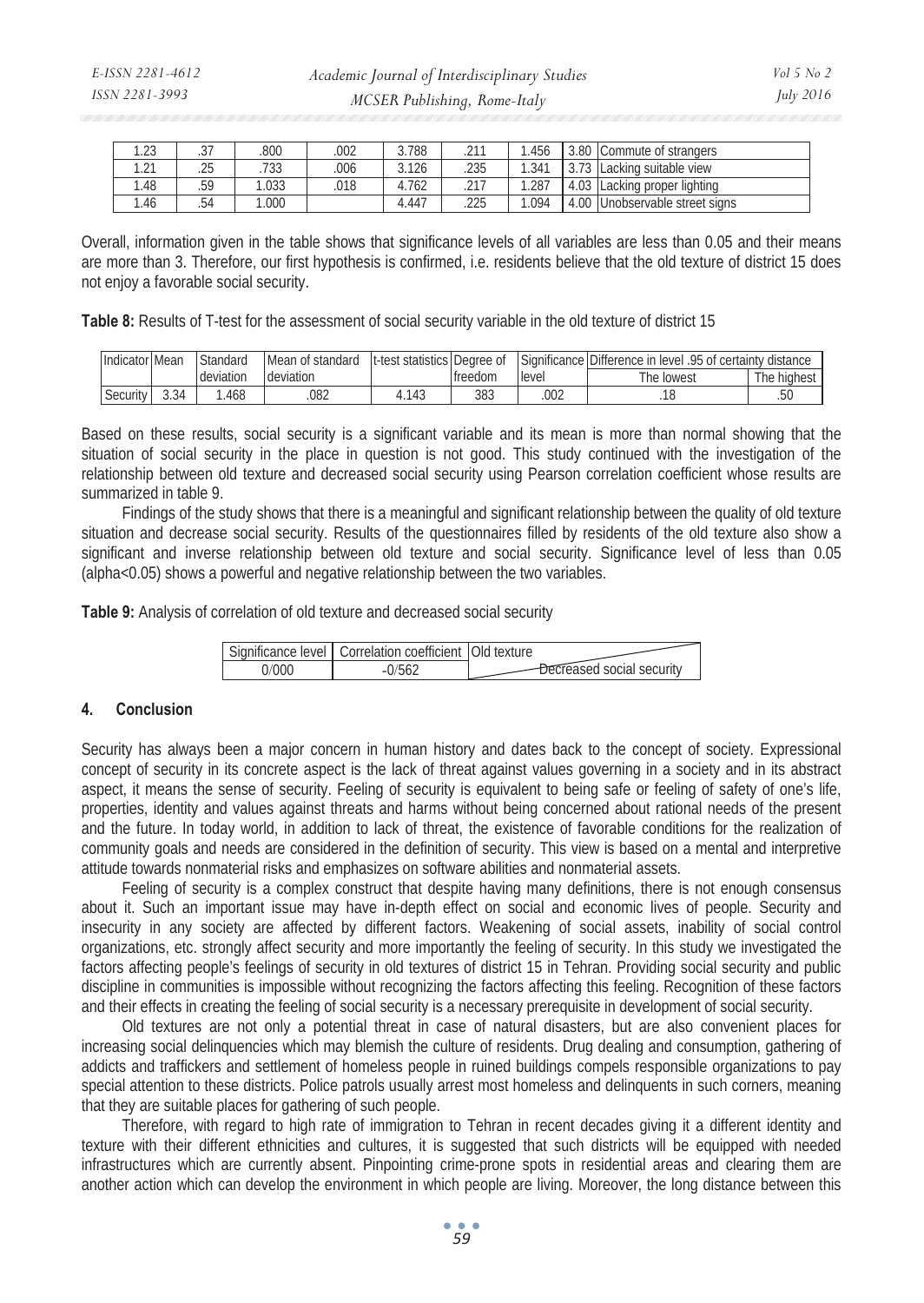| 1.23 | .37 | .800 | .002 | 3.788 | .211 | 1.456 | 3.80 | Commute of strangers |
|---|---|---|---|---|---|---|---|---|
| 1.21 | .25 | .733 | .006 | 3.126 | .235 | 1.341 | 3.73 | Lacking suitable view |
| 1.48 | .59 | 1.033 | .018 | 4.762 | .217 | 1.287 | 4.03 | Lacking proper lighting |
| 1.46 | .54 | 1.000 | | 4.447 | .225 | 1.094 | 4.00 | Unobservable street signs |

Overall, information given in the table shows that significance levels of all variables are less than 0.05 and their means are more than 3. Therefore, our first hypothesis is confirmed, i.e. residents believe that the old texture of district 15 does not enjoy a favorable social security.

**Table 8:** Results of T-test for the assessment of social security variable in the old texture of district 15

| Indicator | Mean | Standard deviation | Mean of standard deviation | t-test statistics | Degree of freedom | Significance level | Difference in level .95 of certainty distance | |
|---|---|---|---|---|---|---|---|---|
| | | | | | | | The lowest | The highest |
| Security | 3.34 | 1.468 | .082 | 4.143 | 383 | .002 | .18 | .50 |

Based on these results, social security is a significant variable and its mean is more than normal showing that the situation of social security in the place in question is not good. This study continued with the investigation of the relationship between old texture and decreased social security using Pearson correlation coefficient whose results are summarized in table 9.

Findings of the study shows that there is a meaningful and significant relationship between the quality of old texture situation and decrease social security. Results of the questionnaires filled by residents of the old texture also show a significant and inverse relationship between old texture and social security. Significance level of less than 0.05 (alpha<0.05) shows a powerful and negative relationship between the two variables.

**Table 9:** Analysis of correlation of old texture and decreased social security

| Significance level | Correlation coefficient | Old texture / Decreased social security |
|---|---|---|
| 0/000 | -0/562 | |

## 4. Conclusion

Security has always been a major concern in human history and dates back to the concept of society. Expressional concept of security in its concrete aspect is the lack of threat against values governing in a society and in its abstract aspect, it means the sense of security. Feeling of security is equivalent to being safe or feeling of safety of one's life, properties, identity and values against threats and harms without being concerned about rational needs of the present and the future. In today world, in addition to lack of threat, the existence of favorable conditions for the realization of community goals and needs are considered in the definition of security. This view is based on a mental and interpretive attitude towards nonmaterial risks and emphasizes on software abilities and nonmaterial assets.

Feeling of security is a complex construct that despite having many definitions, there is not enough consensus about it. Such an important issue may have in-depth effect on social and economic lives of people. Security and insecurity in any society are affected by different factors. Weakening of social assets, inability of social control organizations, etc. strongly affect security and more importantly the feeling of security. In this study we investigated the factors affecting people's feelings of security in old textures of district 15 in Tehran. Providing social security and public discipline in communities is impossible without recognizing the factors affecting this feeling. Recognition of these factors and their effects in creating the feeling of social security is a necessary prerequisite in development of social security.

Old textures are not only a potential threat in case of natural disasters, but are also convenient places for increasing social delinquencies which may blemish the culture of residents. Drug dealing and consumption, gathering of addicts and traffickers and settlement of homeless people in ruined buildings compels responsible organizations to pay special attention to these districts. Police patrols usually arrest most homeless and delinquents in such corners, meaning that they are suitable places for gathering of such people.

Therefore, with regard to high rate of immigration to Tehran in recent decades giving it a different identity and texture with their different ethnicities and cultures, it is suggested that such districts will be equipped with needed infrastructures which are currently absent. Pinpointing crime-prone spots in residential areas and clearing them are another action which can develop the environment in which people are living. Moreover, the long distance between this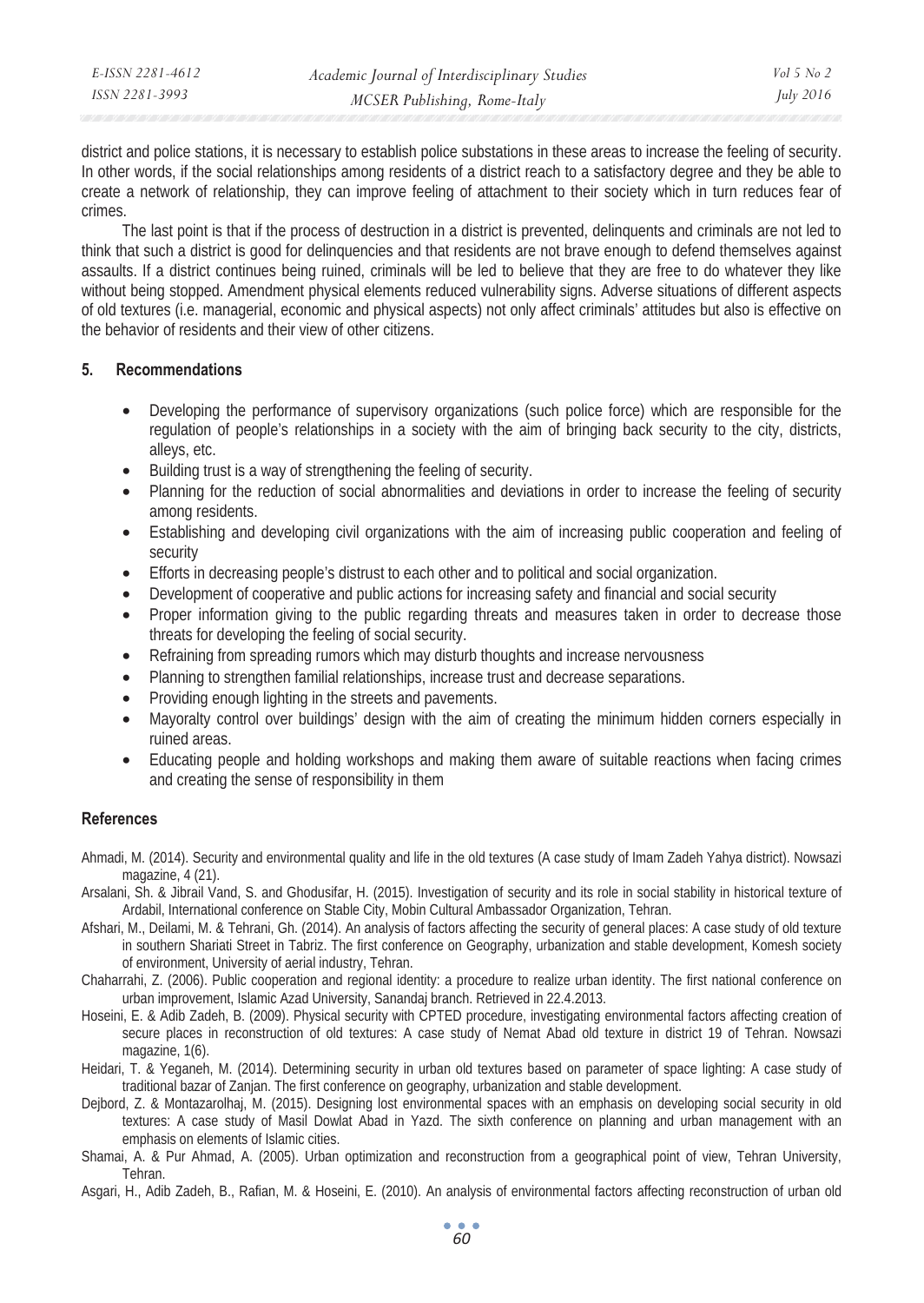district and police stations, it is necessary to establish police substations in these areas to increase the feeling of security. In other words, if the social relationships among residents of a district reach to a satisfactory degree and they be able to create a network of relationship, they can improve feeling of attachment to their society which in turn reduces fear of crimes.

The last point is that if the process of destruction in a district is prevented, delinquents and criminals are not led to think that such a district is good for delinquencies and that residents are not brave enough to defend themselves against assaults. If a district continues being ruined, criminals will be led to believe that they are free to do whatever they like without being stopped. Amendment physical elements reduced vulnerability signs. Adverse situations of different aspects of old textures (i.e. managerial, economic and physical aspects) not only affect criminals' attitudes but also is effective on the behavior of residents and their view of other citizens.

## 5. Recommendations

- Developing the performance of supervisory organizations (such police force) which are responsible for the regulation of people's relationships in a society with the aim of bringing back security to the city, districts, alleys, etc.
- Building trust is a way of strengthening the feeling of security.
- Planning for the reduction of social abnormalities and deviations in order to increase the feeling of security among residents.
- Establishing and developing civil organizations with the aim of increasing public cooperation and feeling of security
- Efforts in decreasing people's distrust to each other and to political and social organization.
- Development of cooperative and public actions for increasing safety and financial and social security
- Proper information giving to the public regarding threats and measures taken in order to decrease those threats for developing the feeling of social security.
- Refraining from spreading rumors which may disturb thoughts and increase nervousness
- Planning to strengthen familial relationships, increase trust and decrease separations.
- Providing enough lighting in the streets and pavements.
- Mayoralty control over buildings' design with the aim of creating the minimum hidden corners especially in ruined areas.
- Educating people and holding workshops and making them aware of suitable reactions when facing crimes and creating the sense of responsibility in them

## References

Ahmadi, M. (2014). Security and environmental quality and life in the old textures (A case study of Imam Zadeh Yahya district). Nowsazi magazine, 4 (21).

Arsalani, Sh. & Jibrail Vand, S. and Ghodusifar, H. (2015). Investigation of security and its role in social stability in historical texture of Ardabil, International conference on Stable City, Mobin Cultural Ambassador Organization, Tehran.

Afshari, M., Deilami, M. & Tehrani, Gh. (2014). An analysis of factors affecting the security of general places: A case study of old texture in southern Shariati Street in Tabriz. The first conference on Geography, urbanization and stable development, Komesh society of environment, University of aerial industry, Tehran.

Chaharrahi, Z. (2006). Public cooperation and regional identity: a procedure to realize urban identity. The first national conference on urban improvement, Islamic Azad University, Sanandaj branch. Retrieved in 22.4.2013.

Hoseini, E. & Adib Zadeh, B. (2009). Physical security with CPTED procedure, investigating environmental factors affecting creation of secure places in reconstruction of old textures: A case study of Nemat Abad old texture in district 19 of Tehran. Nowsazi magazine, 1(6).

Heidari, T. & Yeganeh, M. (2014). Determining security in urban old textures based on parameter of space lighting: A case study of traditional bazar of Zanjan. The first conference on geography, urbanization and stable development.

Dejbord, Z. & Montazarolhaj, M. (2015). Designing lost environmental spaces with an emphasis on developing social security in old textures: A case study of Masil Dowlat Abad in Yazd. The sixth conference on planning and urban management with an emphasis on elements of Islamic cities.

Shamai, A. & Pur Ahmad, A. (2005). Urban optimization and reconstruction from a geographical point of view, Tehran University, Tehran.

Asgari, H., Adib Zadeh, B., Rafian, M. & Hoseini, E. (2010). An analysis of environmental factors affecting reconstruction of urban old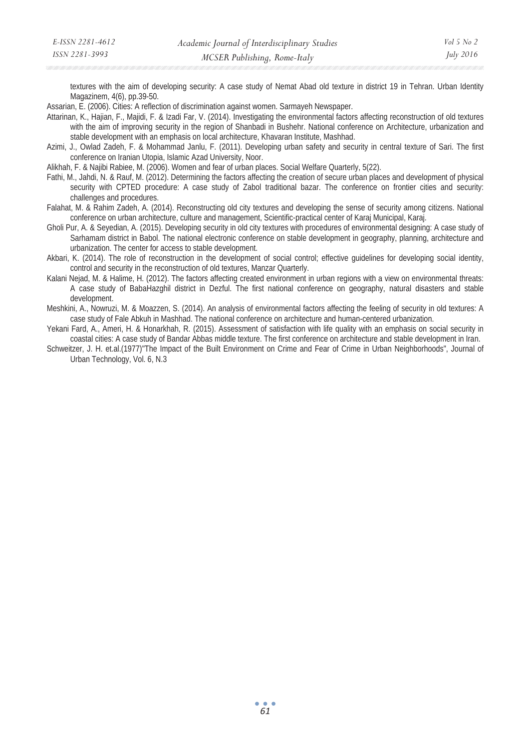textures with the aim of developing security: A case study of Nemat Abad old texture in district 19 in Tehran. Urban Identity Magazinem, 4(6), pp.39-50.

Assarian, E. (2006). Cities: A reflection of discrimination against women. Sarmayeh Newspaper.

Attarinan, K., Hajian, F., Majidi, F. & Izadi Far, V. (2014). Investigating the environmental factors affecting reconstruction of old textures with the aim of improving security in the region of Shanbadi in Bushehr. National conference on Architecture, urbanization and stable development with an emphasis on local architecture, Khavaran Institute, Mashhad.

Azimi, J., Owlad Zadeh, F. & Mohammad Janlu, F. (2011). Developing urban safety and security in central texture of Sari. The first conference on Iranian Utopia, Islamic Azad University, Noor.

Alikhah, F. & Najibi Rabiee, M. (2006). Women and fear of urban places. Social Welfare Quarterly, 5(22).

Fathi, M., Jahdi, N. & Rauf, M. (2012). Determining the factors affecting the creation of secure urban places and development of physical security with CPTED procedure: A case study of Zabol traditional bazar. The conference on frontier cities and security: challenges and procedures.

Falahat, M. & Rahim Zadeh, A. (2014). Reconstructing old city textures and developing the sense of security among citizens. National conference on urban architecture, culture and management, Scientific-practical center of Karaj Municipal, Karaj.

Gholi Pur, A. & Seyedian, A. (2015). Developing security in old city textures with procedures of environmental designing: A case study of Sarhamam district in Babol. The national electronic conference on stable development in geography, planning, architecture and urbanization. The center for access to stable development.

Akbari, K. (2014). The role of reconstruction in the development of social control; effective guidelines for developing social identity, control and security in the reconstruction of old textures, Manzar Quarterly.

Kalani Nejad, M. & Halime, H. (2012). The factors affecting created environment in urban regions with a view on environmental threats: A case study of BabaHazghil district in Dezful. The first national conference on geography, natural disasters and stable development.

Meshkini, A., Nowruzi, M. & Moazzen, S. (2014). An analysis of environmental factors affecting the feeling of security in old textures: A case study of Fale Abkuh in Mashhad. The national conference on architecture and human-centered urbanization.

Yekani Fard, A., Ameri, H. & Honarkhah, R. (2015). Assessment of satisfaction with life quality with an emphasis on social security in coastal cities: A case study of Bandar Abbas middle texture. The first conference on architecture and stable development in Iran.

Schweitzer, J. H. et.al.(1977)"The Impact of the Built Environment on Crime and Fear of Crime in Urban Neighborhoods", Journal of Urban Technology, Vol. 6, N.3